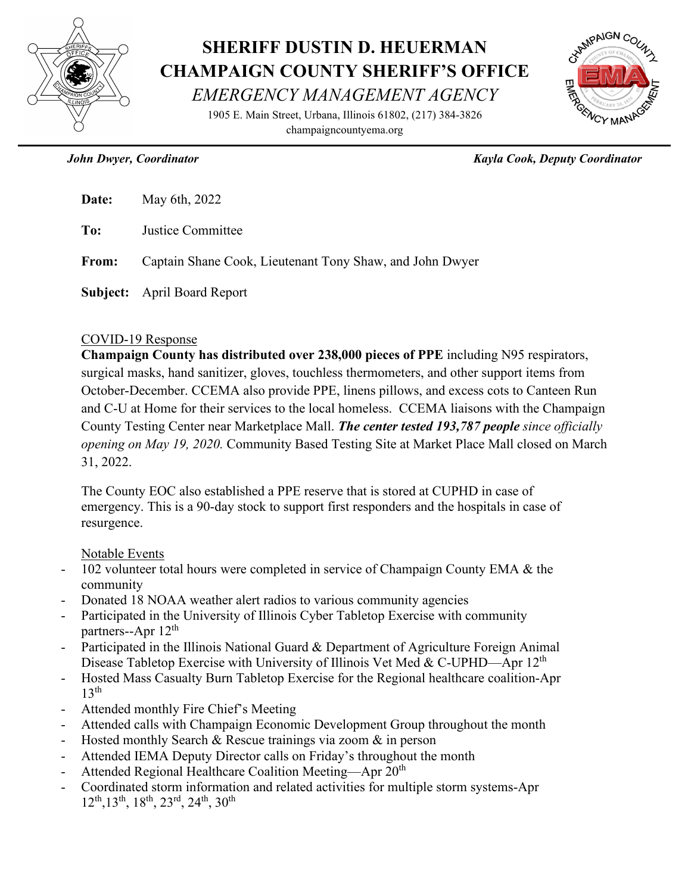# SHERIFF DUSTIN D. HEUERMAN
# CHAMPAIGN COUNTY SHERIFF'S OFFICE
## *EMERGENCY MANAGEMENT AGENCY*

1905 E. Main Street, Urbana, Illinois 61802, (217) 384-3826
champaigncountyema.org

***John Dwyer, Coordinator*** ***Kayla Cook, Deputy Coordinator***

**Date:** May 6th, 2022

**To:** Justice Committee

**From:** Captain Shane Cook, Lieutenant Tony Shaw, and John Dwyer

**Subject:** April Board Report

COVID-19 Response

**Champaign County has distributed over 238,000 pieces of PPE** including N95 respirators, surgical masks, hand sanitizer, gloves, touchless thermometers, and other support items from October-December. CCEMA also provide PPE, linens pillows, and excess cots to Canteen Run and C-U at Home for their services to the local homeless. CCEMA liaisons with the Champaign County Testing Center near Marketplace Mall. ***The center tested 193,787 people*** *since officially opening on May 19, 2020.* Community Based Testing Site at Market Place Mall closed on March 31, 2022.

The County EOC also established a PPE reserve that is stored at CUPHD in case of emergency. This is a 90-day stock to support first responders and the hospitals in case of resurgence.

Notable Events

- 102 volunteer total hours were completed in service of Champaign County EMA & the community
- Donated 18 NOAA weather alert radios to various community agencies
- Participated in the University of Illinois Cyber Tabletop Exercise with community partners--Apr 12th
- Participated in the Illinois National Guard & Department of Agriculture Foreign Animal Disease Tabletop Exercise with University of Illinois Vet Med & C-UPHD—Apr 12th
- Hosted Mass Casualty Burn Tabletop Exercise for the Regional healthcare coalition-Apr 13th
- Attended monthly Fire Chief's Meeting
- Attended calls with Champaign Economic Development Group throughout the month
- Hosted monthly Search & Rescue trainings via zoom & in person
- Attended IEMA Deputy Director calls on Friday's throughout the month
- Attended Regional Healthcare Coalition Meeting—Apr 20th
- Coordinated storm information and related activities for multiple storm systems-Apr 12th, 13th, 18th, 23rd, 24th, 30th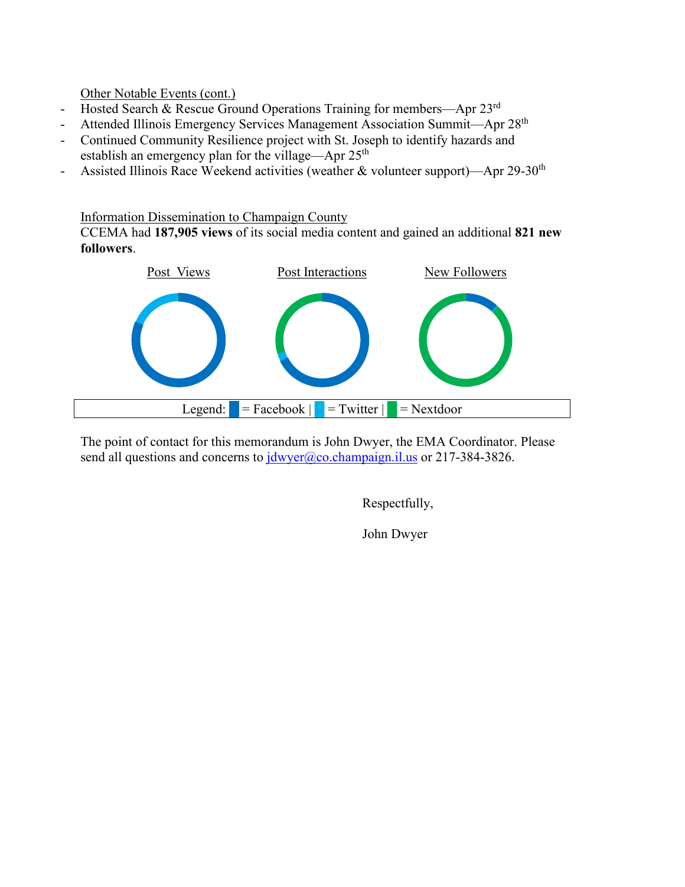Other Notable Events (cont.)

- Hosted Search & Rescue Ground Operations Training for members—Apr 23rd
- Attended Illinois Emergency Services Management Association Summit—Apr 28th
- Continued Community Resilience project with St. Joseph to identify hazards and establish an emergency plan for the village—Apr 25th
- Assisted Illinois Race Weekend activities (weather & volunteer support)—Apr 29-30th

Information Dissemination to Champaign County

CCEMA had **187,905 views** of its social media content and gained an additional **821 new followers**.

Post Views

Post Interactions

New Followers

Legend: = Facebook | = Twitter | = Nextdoor

The point of contact for this memorandum is John Dwyer, the EMA Coordinator. Please send all questions and concerns to jdwyer@co.champaign.il.us or 217-384-3826.

Respectfully,

John Dwyer